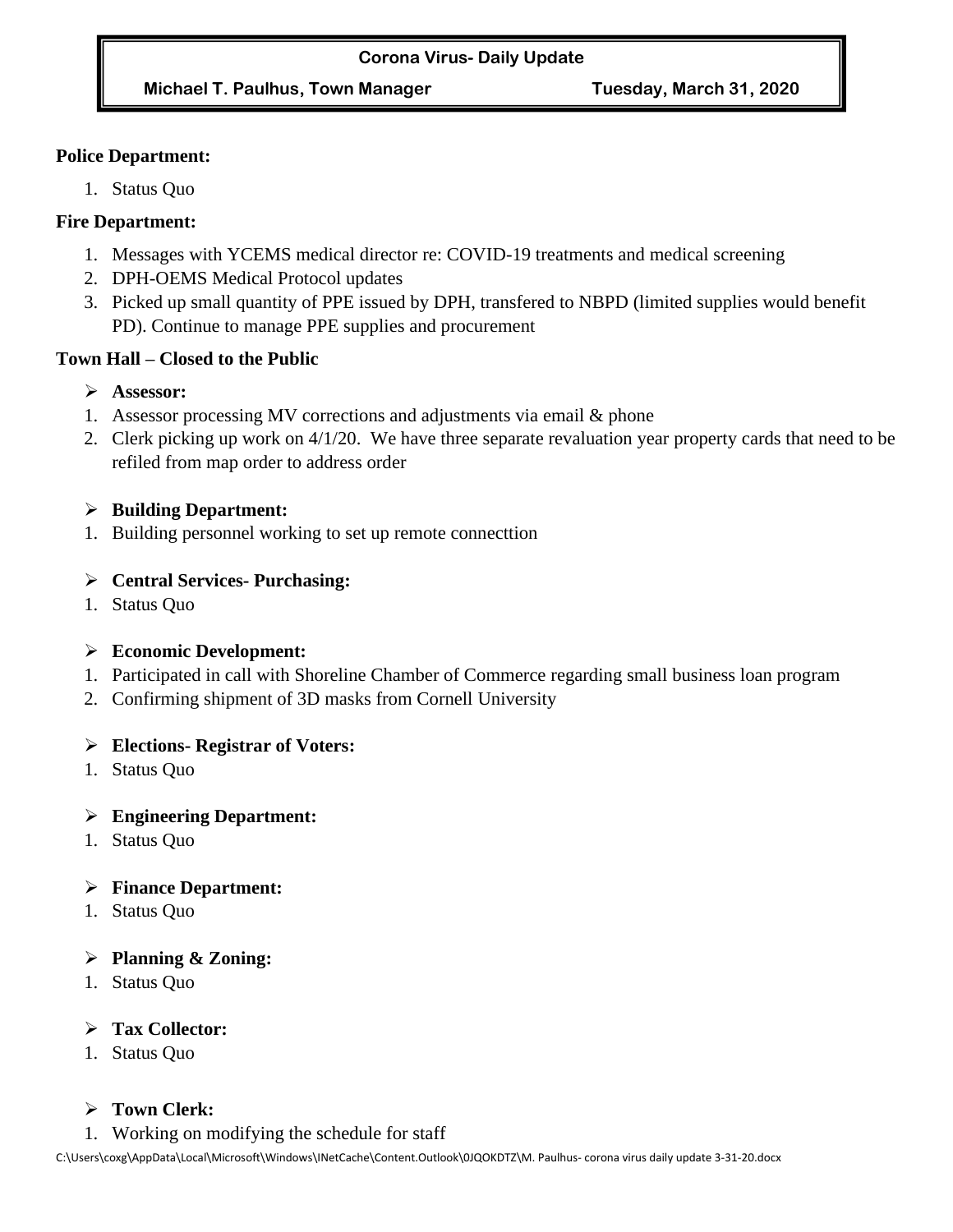**Corona Virus- Daily Update**

**Michael T. Paulhus, Town Manager** **Tuesday, March 31, 2020**

**Police Department:**

1. Status Quo

**Fire Department:**

1. Messages with YCEMS medical director re: COVID-19 treatments and medical screening
2. DPH-OEMS Medical Protocol updates
3. Picked up small quantity of PPE issued by DPH, transfered to NBPD (limited supplies would benefit PD). Continue to manage PPE supplies and procurement

**Town Hall – Closed to the Public**

- **Assessor:**

1. Assessor processing MV corrections and adjustments via email & phone
2. Clerk picking up work on 4/1/20. We have three separate revaluation year property cards that need to be refiled from map order to address order

- **Building Department:**

1. Building personnel working to set up remote connecttion

- **Central Services- Purchasing:**

1. Status Quo

- **Economic Development:**

1. Participated in call with Shoreline Chamber of Commerce regarding small business loan program
2. Confirming shipment of 3D masks from Cornell University

- **Elections- Registrar of Voters:**

1. Status Quo

- **Engineering Department:**

1. Status Quo

- **Finance Department:**

1. Status Quo

- **Planning & Zoning:**

1. Status Quo

- **Tax Collector:**

1. Status Quo

- **Town Clerk:**

1. Working on modifying the schedule for staff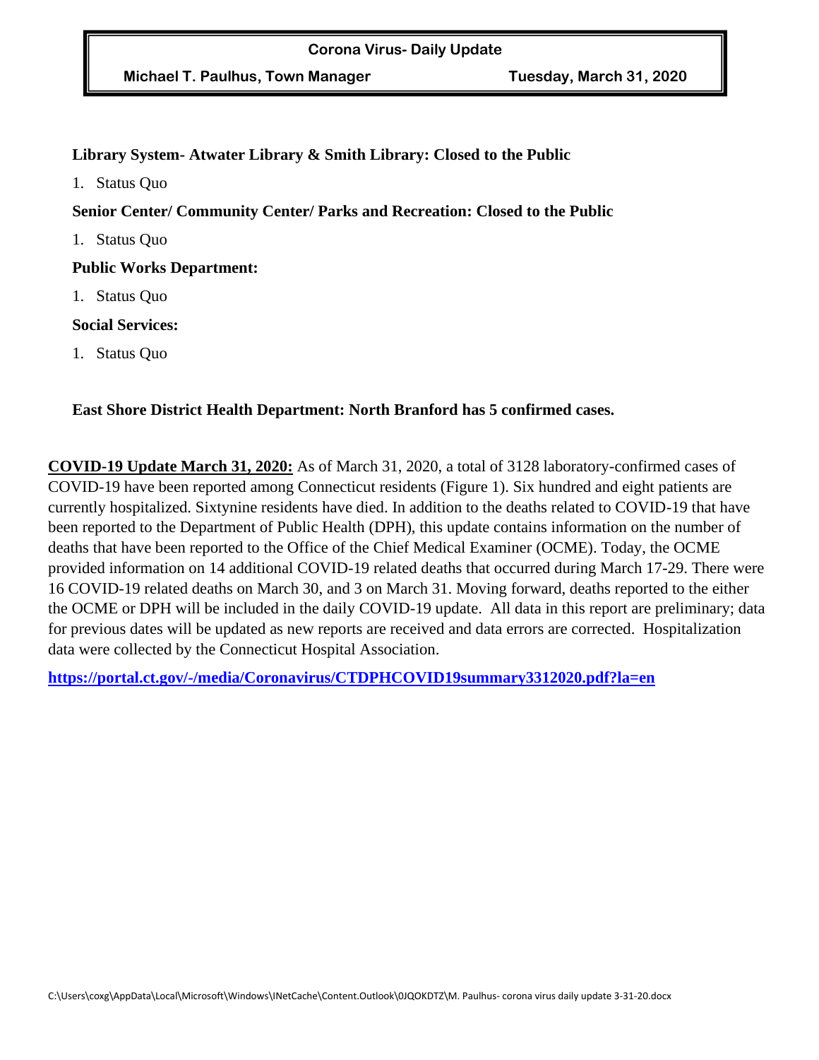**Corona Virus- Daily Update**

**Michael T. Paulhus, Town Manager** **Tuesday, March 31, 2020**

**Library System- Atwater Library & Smith Library: Closed to the Public**

1. Status Quo

**Senior Center/ Community Center/ Parks and Recreation: Closed to the Public**

1. Status Quo

**Public Works Department:**

1. Status Quo

**Social Services:**

1. Status Quo

**East Shore District Health Department: North Branford has 5 confirmed cases.**

**COVID-19 Update March 31, 2020:** As of March 31, 2020, a total of 3128 laboratory-confirmed cases of COVID-19 have been reported among Connecticut residents (Figure 1). Six hundred and eight patients are currently hospitalized. Sixtynine residents have died. In addition to the deaths related to COVID-19 that have been reported to the Department of Public Health (DPH), this update contains information on the number of deaths that have been reported to the Office of the Chief Medical Examiner (OCME). Today, the OCME provided information on 14 additional COVID-19 related deaths that occurred during March 17-29. There were 16 COVID-19 related deaths on March 30, and 3 on March 31. Moving forward, deaths reported to the either the OCME or DPH will be included in the daily COVID-19 update. All data in this report are preliminary; data for previous dates will be updated as new reports are received and data errors are corrected. Hospitalization data were collected by the Connecticut Hospital Association.

**https://portal.ct.gov/-/media/Coronavirus/CTDPHCOVID19summary3312020.pdf?la=en**

C:\Users\coxg\AppData\Local\Microsoft\Windows\INetCache\Content.Outlook\0JQOKDTZ\M. Paulhus- corona virus daily update 3-31-20.docx